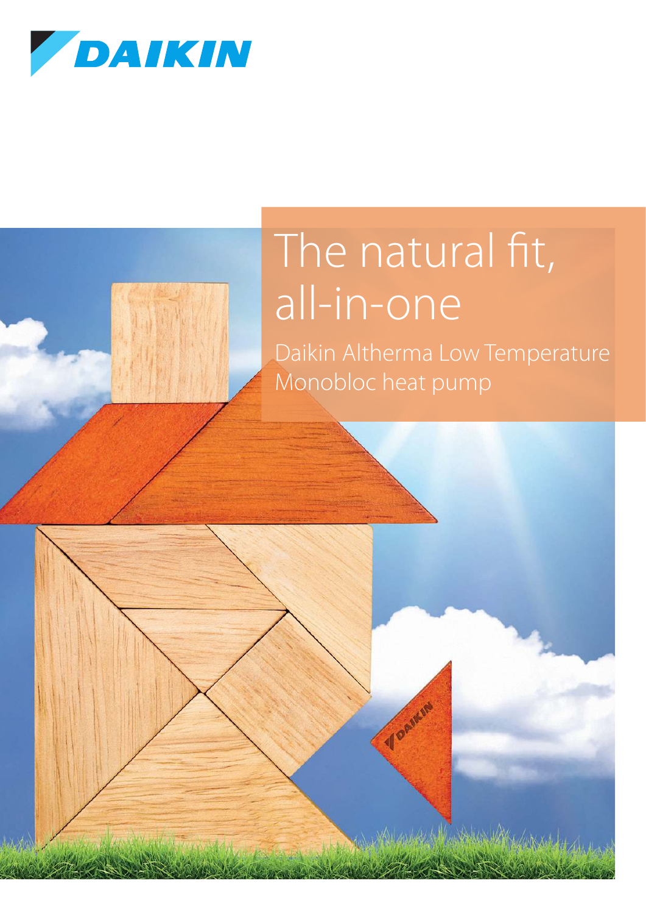DAIKIN

# The natural fit, all-in-one

## Daikin Altherma Low Temperature Monobloc heat pump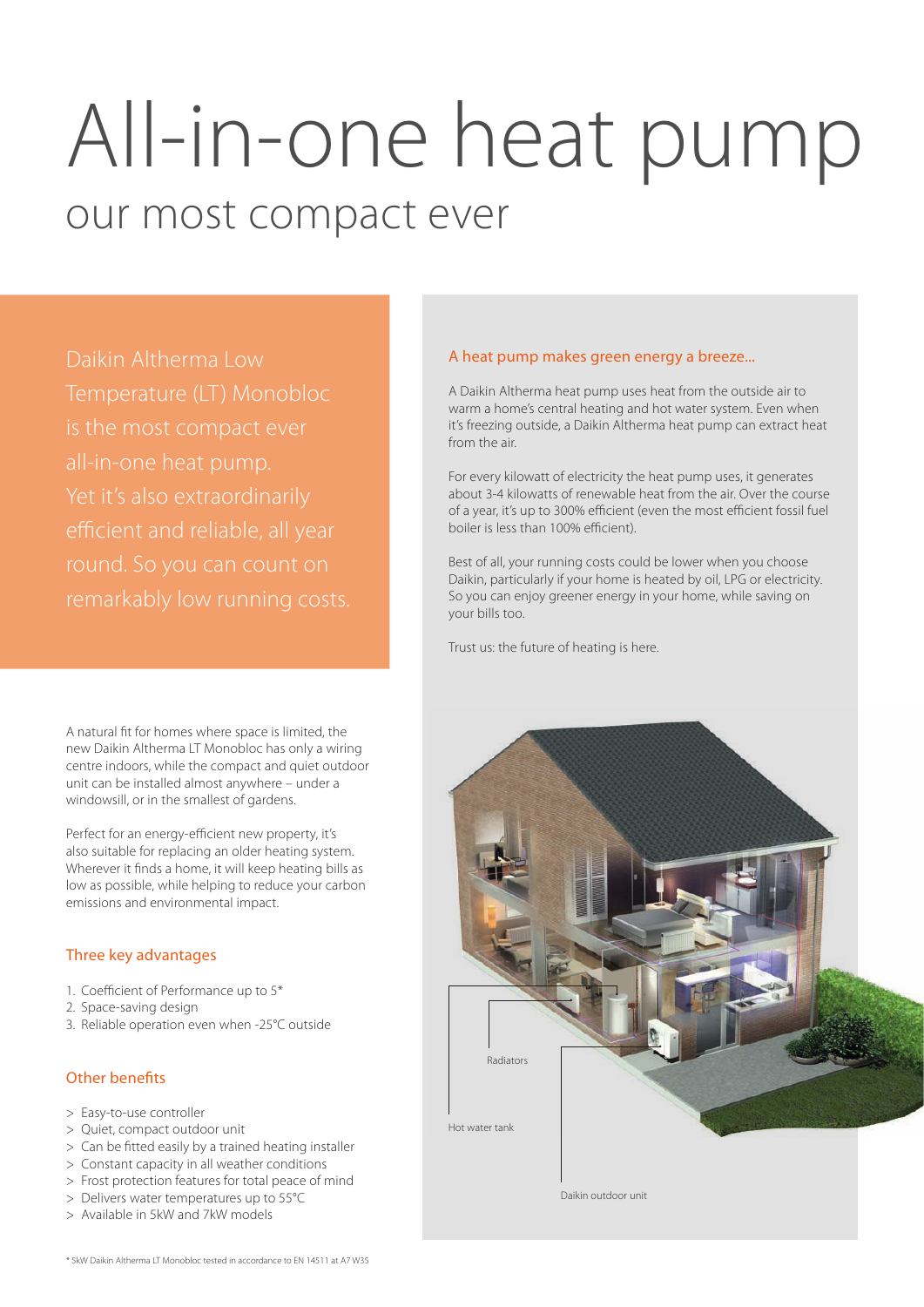# All-in-one heat pump

## our most compact ever

Daikin Altherma Low Temperature (LT) Monobloc is the most compact ever all-in-one heat pump. Yet it's also extraordinarily efficient and reliable, all year round. So you can count on remarkably low running costs.

A natural fit for homes where space is limited, the new Daikin Altherma LT Monobloc has only a wiring centre indoors, while the compact and quiet outdoor unit can be installed almost anywhere – under a windowsill, or in the smallest of gardens.

Perfect for an energy-efficient new property, it's also suitable for replacing an older heating system. Wherever it finds a home, it will keep heating bills as low as possible, while helping to reduce your carbon emissions and environmental impact.

### Three key advantages

1. Coefficient of Performance up to 5*
2. Space-saving design
3. Reliable operation even when -25°C outside

### Other benefits

> Easy-to-use controller
> Quiet, compact outdoor unit
> Can be fitted easily by a trained heating installer
> Constant capacity in all weather conditions
> Frost protection features for total peace of mind
> Delivers water temperatures up to 55°C
> Available in 5kW and 7kW models

### A heat pump makes green energy a breeze...

A Daikin Altherma heat pump uses heat from the outside air to warm a home's central heating and hot water system. Even when it's freezing outside, a Daikin Altherma heat pump can extract heat from the air.

For every kilowatt of electricity the heat pump uses, it generates about 3-4 kilowatts of renewable heat from the air. Over the course of a year, it's up to 300% efficient (even the most efficient fossil fuel boiler is less than 100% efficient).

Best of all, your running costs could be lower when you choose Daikin, particularly if your home is heated by oil, LPG or electricity. So you can enjoy greener energy in your home, while saving on your bills too.

Trust us: the future of heating is here.

Radiators

Hot water tank

Daikin outdoor unit

\* 5kW Daikin Altherma LT Monobloc tested in accordance to EN 14511 at A7 W35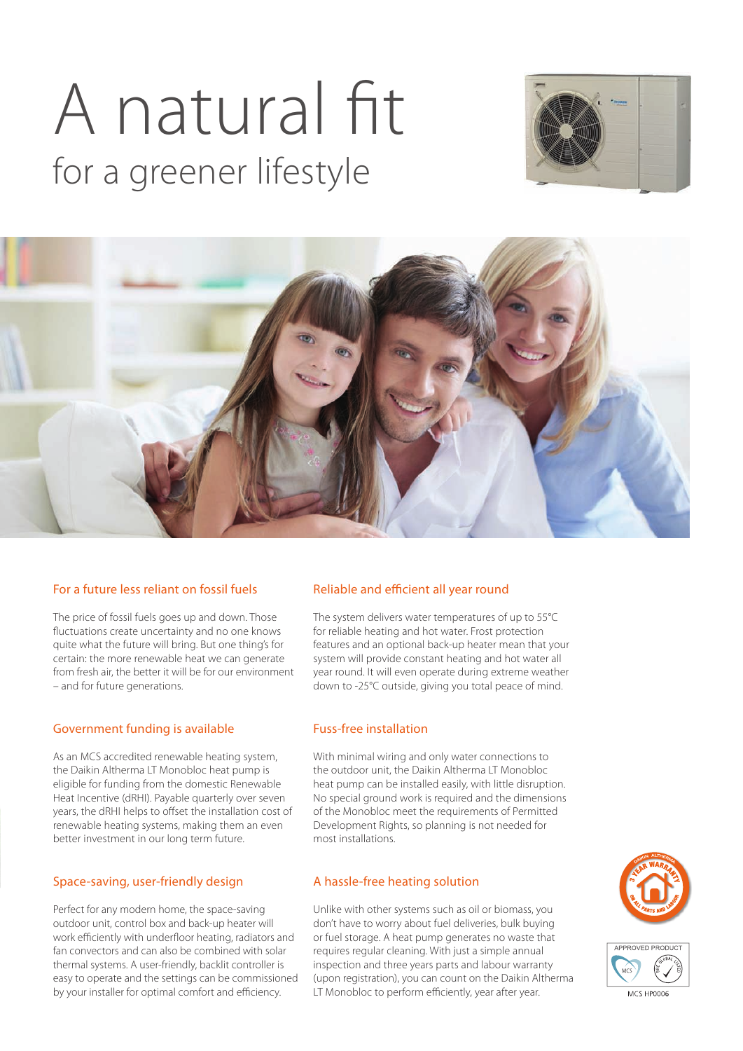# A natural fit

## for a greener lifestyle

### For a future less reliant on fossil fuels

The price of fossil fuels goes up and down. Those fluctuations create uncertainty and no one knows quite what the future will bring. But one thing's for certain: the more renewable heat we can generate from fresh air, the better it will be for our environment – and for future generations.

### Government funding is available

As an MCS accredited renewable heating system, the Daikin Altherma LT Monobloc heat pump is eligible for funding from the domestic Renewable Heat Incentive (dRHI). Payable quarterly over seven years, the dRHI helps to offset the installation cost of renewable heating systems, making them an even better investment in our long term future.

### Space-saving, user-friendly design

Perfect for any modern home, the space-saving outdoor unit, control box and back-up heater will work efficiently with underfloor heating, radiators and fan convectors and can also be combined with solar thermal systems. A user-friendly, backlit controller is easy to operate and the settings can be commissioned by your installer for optimal comfort and efficiency.

### Reliable and efficient all year round

The system delivers water temperatures of up to 55°C for reliable heating and hot water. Frost protection features and an optional back-up heater mean that your system will provide constant heating and hot water all year round. It will even operate during extreme weather down to -25°C outside, giving you total peace of mind.

### Fuss-free installation

With minimal wiring and only water connections to the outdoor unit, the Daikin Altherma LT Monobloc heat pump can be installed easily, with little disruption. No special ground work is required and the dimensions of the Monobloc meet the requirements of Permitted Development Rights, so planning is not needed for most installations.

### A hassle-free heating solution

Unlike with other systems such as oil or biomass, you don't have to worry about fuel deliveries, bulk buying or fuel storage. A heat pump generates no waste that requires regular cleaning. With just a simple annual inspection and three years parts and labour warranty (upon registration), you can count on the Daikin Altherma LT Monobloc to perform efficiently, year after year.

DAIKIN ALTHERMA 3 YEAR WARRANTY ON ALL PARTS AND LABOUR

APPROVED PRODUCT MCS

MCS HP0006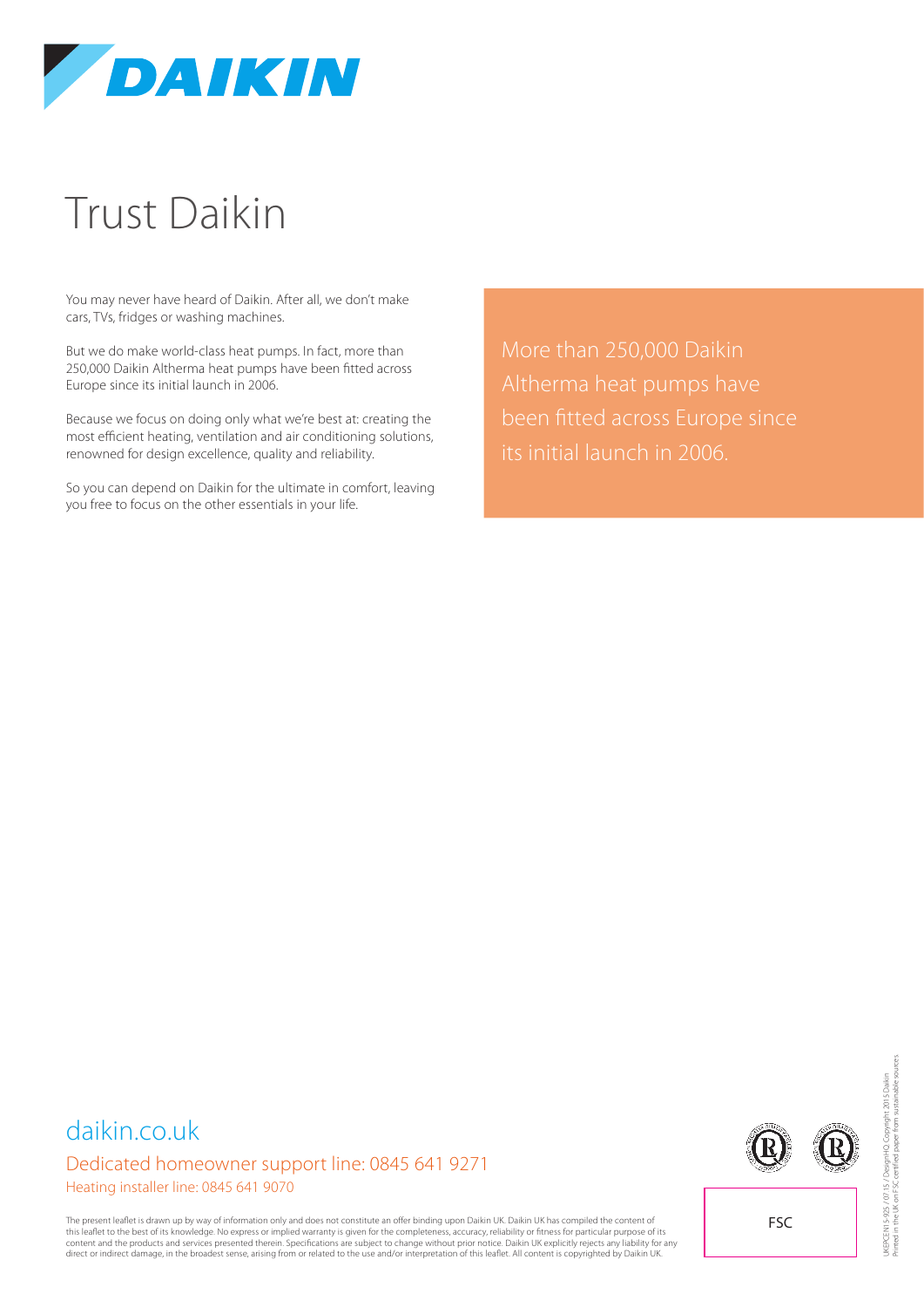# Trust Daikin

You may never have heard of Daikin. After all, we don't make cars, TVs, fridges or washing machines.

But we do make world-class heat pumps. In fact, more than 250,000 Daikin Altherma heat pumps have been fitted across Europe since its initial launch in 2006.

Because we focus on doing only what we're best at: creating the most efficient heating, ventilation and air conditioning solutions, renowned for design excellence, quality and reliability.

So you can depend on Daikin for the ultimate in comfort, leaving you free to focus on the other essentials in your life.

More than 250,000 Daikin Altherma heat pumps have been fitted across Europe since its initial launch in 2006.

daikin.co.uk

Dedicated homeowner support line: 0845 641 9271

Heating installer line: 0845 641 9070

The present leaflet is drawn up by way of information only and does not constitute an offer binding upon Daikin UK. Daikin UK has compiled the content of this leaflet to the best of its knowledge. No express or implied warranty is given for the completeness, accuracy, reliability or fitness for particular purpose of its content and the products and services presented therein. Specifications are subject to change without prior notice. Daikin UK explicitly rejects any liability for any direct or indirect damage, in the broadest sense, arising from or related to the use and/or interpretation of this leaflet. All content is copyrighted by Daikin UK.

FSC

UKEPCEN15-925 / 07 15 / DesignHQ Copyright 2015 Daikin
Printed in the UK on FSC certified paper from sustainable sources